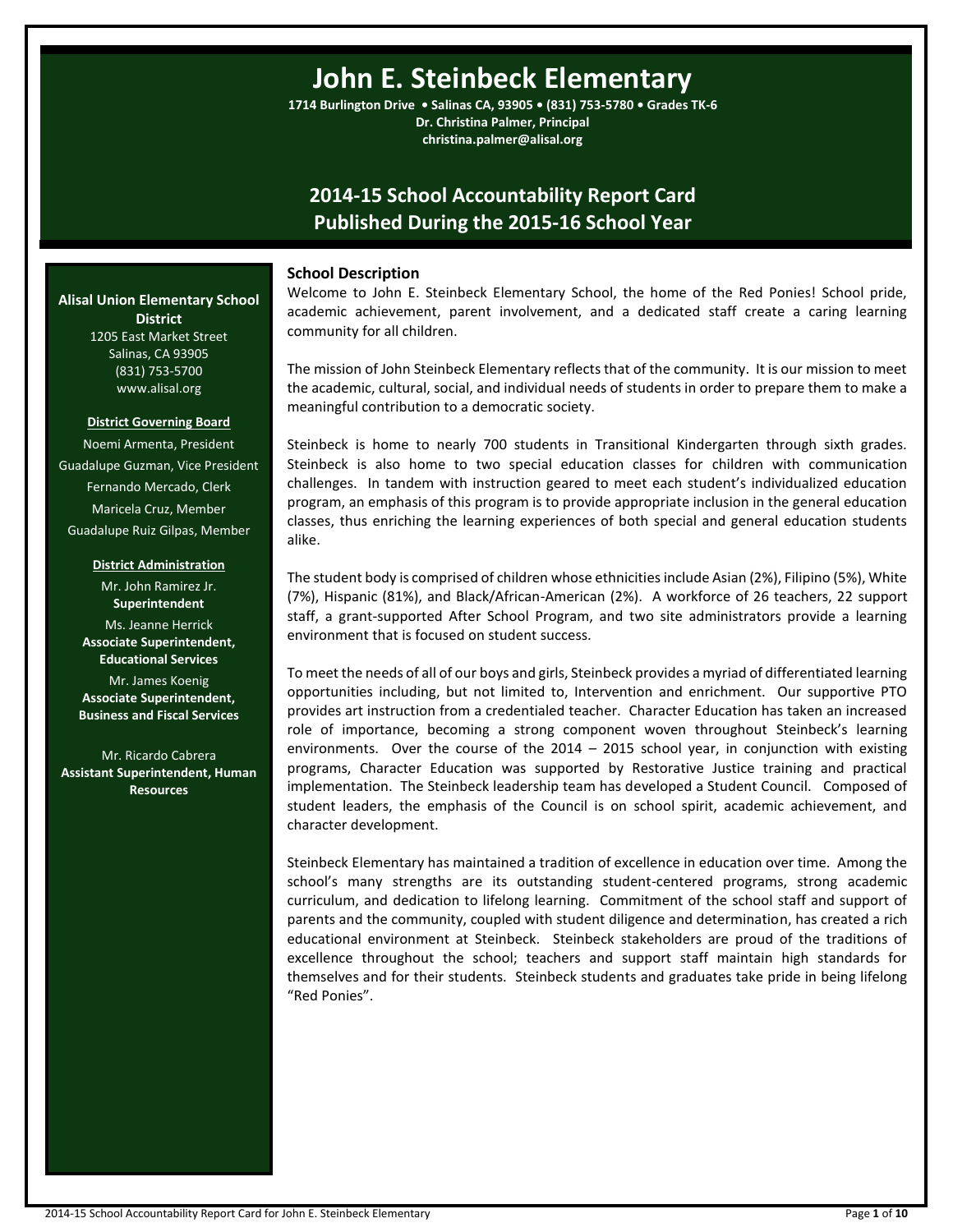# John E. Steinbeck Elementary

**1714 Burlington Drive • Salinas CA, 93905 • (831) 753-5780 • Grades TK-6**
**Dr. Christina Palmer, Principal**
**christina.palmer@alisal.org**

## 2014-15 School Accountability Report Card
## Published During the 2015-16 School Year

**Alisal Union Elementary School District**
1205 East Market Street
Salinas, CA 93905
(831) 753-5700
www.alisal.org

**District Governing Board**

Noemi Armenta, President
Guadalupe Guzman, Vice President
Fernando Mercado, Clerk
Maricela Cruz, Member
Guadalupe Ruiz Gilpas, Member

**District Administration**

Mr. John Ramirez Jr.
**Superintendent**

Ms. Jeanne Herrick
**Associate Superintendent, Educational Services**

Mr. James Koenig
**Associate Superintendent, Business and Fiscal Services**

Mr. Ricardo Cabrera
**Assistant Superintendent, Human Resources**

### School Description

Welcome to John E. Steinbeck Elementary School, the home of the Red Ponies! School pride, academic achievement, parent involvement, and a dedicated staff create a caring learning community for all children.

The mission of John Steinbeck Elementary reflects that of the community. It is our mission to meet the academic, cultural, social, and individual needs of students in order to prepare them to make a meaningful contribution to a democratic society.

Steinbeck is home to nearly 700 students in Transitional Kindergarten through sixth grades. Steinbeck is also home to two special education classes for children with communication challenges. In tandem with instruction geared to meet each student's individualized education program, an emphasis of this program is to provide appropriate inclusion in the general education classes, thus enriching the learning experiences of both special and general education students alike.

The student body is comprised of children whose ethnicities include Asian (2%), Filipino (5%), White (7%), Hispanic (81%), and Black/African-American (2%). A workforce of 26 teachers, 22 support staff, a grant-supported After School Program, and two site administrators provide a learning environment that is focused on student success.

To meet the needs of all of our boys and girls, Steinbeck provides a myriad of differentiated learning opportunities including, but not limited to, Intervention and enrichment. Our supportive PTO provides art instruction from a credentialed teacher. Character Education has taken an increased role of importance, becoming a strong component woven throughout Steinbeck's learning environments. Over the course of the 2014 – 2015 school year, in conjunction with existing programs, Character Education was supported by Restorative Justice training and practical implementation. The Steinbeck leadership team has developed a Student Council. Composed of student leaders, the emphasis of the Council is on school spirit, academic achievement, and character development.

Steinbeck Elementary has maintained a tradition of excellence in education over time. Among the school's many strengths are its outstanding student-centered programs, strong academic curriculum, and dedication to lifelong learning. Commitment of the school staff and support of parents and the community, coupled with student diligence and determination, has created a rich educational environment at Steinbeck. Steinbeck stakeholders are proud of the traditions of excellence throughout the school; teachers and support staff maintain high standards for themselves and for their students. Steinbeck students and graduates take pride in being lifelong "Red Ponies".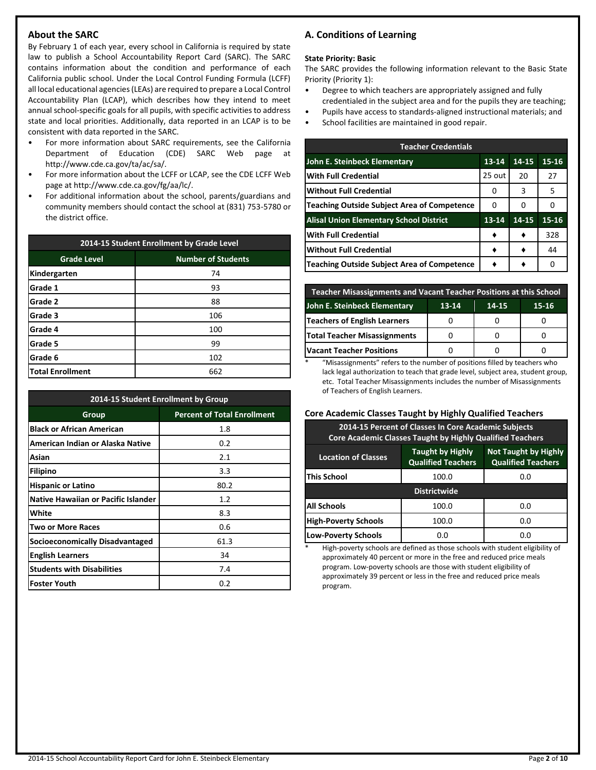## About the SARC

By February 1 of each year, every school in California is required by state law to publish a School Accountability Report Card (SARC). The SARC contains information about the condition and performance of each California public school. Under the Local Control Funding Formula (LCFF) all local educational agencies (LEAs) are required to prepare a Local Control Accountability Plan (LCAP), which describes how they intend to meet annual school-specific goals for all pupils, with specific activities to address state and local priorities. Additionally, data reported in an LCAP is to be consistent with data reported in the SARC.

- For more information about SARC requirements, see the California Department of Education (CDE) SARC Web page at http://www.cde.ca.gov/ta/ac/sa/.
- For more information about the LCFF or LCAP, see the CDE LCFF Web page at http://www.cde.ca.gov/fg/aa/lc/.
- For additional information about the school, parents/guardians and community members should contact the school at (831) 753-5780 or the district office.

| 2014-15 Student Enrollment by Grade Level | |
|---|---|
| **Grade Level** | **Number of Students** |
| Kindergarten | 74 |
| Grade 1 | 93 |
| Grade 2 | 88 |
| Grade 3 | 106 |
| Grade 4 | 100 |
| Grade 5 | 99 |
| Grade 6 | 102 |
| Total Enrollment | 662 |

| 2014-15 Student Enrollment by Group | |
|---|---|
| **Group** | **Percent of Total Enrollment** |
| Black or African American | 1.8 |
| American Indian or Alaska Native | 0.2 |
| Asian | 2.1 |
| Filipino | 3.3 |
| Hispanic or Latino | 80.2 |
| Native Hawaiian or Pacific Islander | 1.2 |
| White | 8.3 |
| Two or More Races | 0.6 |
| Socioeconomically Disadvantaged | 61.3 |
| English Learners | 34 |
| Students with Disabilities | 7.4 |
| Foster Youth | 0.2 |

## A. Conditions of Learning

**State Priority: Basic**

The SARC provides the following information relevant to the Basic State Priority (Priority 1):

- Degree to which teachers are appropriately assigned and fully credentialed in the subject area and for the pupils they are teaching;
- Pupils have access to standards-aligned instructional materials; and
- School facilities are maintained in good repair.

| Teacher Credentials | | | |
|---|---|---|---|
| **John E. Steinbeck Elementary** | **13-14** | **14-15** | **15-16** |
| With Full Credential | 25 out | 20 | 27 |
| Without Full Credential | 0 | 3 | 5 |
| Teaching Outside Subject Area of Competence | 0 | 0 | 0 |
| **Alisal Union Elementary School District** | **13-14** | **14-15** | **15-16** |
| With Full Credential | ♦ | ♦ | 328 |
| Without Full Credential | ♦ | ♦ | 44 |
| Teaching Outside Subject Area of Competence | ♦ | ♦ | 0 |

| Teacher Misassignments and Vacant Teacher Positions at this School | | | |
|---|---|---|---|
| **John E. Steinbeck Elementary** | **13-14** | **14-15** | **15-16** |
| Teachers of English Learners | 0 | 0 | 0 |
| Total Teacher Misassignments | 0 | 0 | 0 |
| Vacant Teacher Positions | 0 | 0 | 0 |

* "Misassignments" refers to the number of positions filled by teachers who lack legal authorization to teach that grade level, subject area, student group, etc. Total Teacher Misassignments includes the number of Misassignments of Teachers of English Learners.

### Core Academic Classes Taught by Highly Qualified Teachers

| 2014-15 Percent of Classes In Core Academic Subjects Core Academic Classes Taught by Highly Qualified Teachers | | |
|---|---|---|
| **Location of Classes** | **Taught by Highly Qualified Teachers** | **Not Taught by Highly Qualified Teachers** |
| This School | 100.0 | 0.0 |
| **Districtwide** | | |
| All Schools | 100.0 | 0.0 |
| High-Poverty Schools | 100.0 | 0.0 |
| Low-Poverty Schools | 0.0 | 0.0 |

* High-poverty schools are defined as those schools with student eligibility of approximately 40 percent or more in the free and reduced price meals program. Low-poverty schools are those with student eligibility of approximately 39 percent or less in the free and reduced price meals program.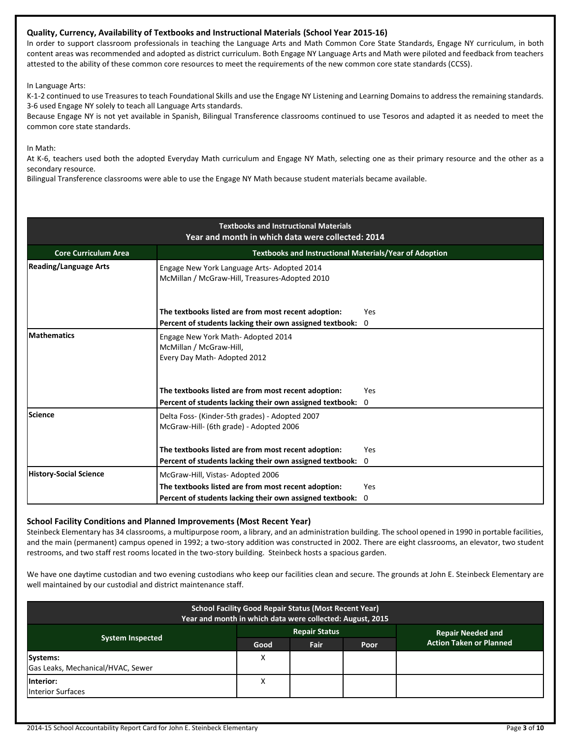### Quality, Currency, Availability of Textbooks and Instructional Materials (School Year 2015-16)

In order to support classroom professionals in teaching the Language Arts and Math Common Core State Standards, Engage NY curriculum, in both content areas was recommended and adopted as district curriculum. Both Engage NY Language Arts and Math were piloted and feedback from teachers attested to the ability of these common core resources to meet the requirements of the new common core state standards (CCSS).

In Language Arts:

K-1-2 continued to use Treasures to teach Foundational Skills and use the Engage NY Listening and Learning Domains to address the remaining standards. 3-6 used Engage NY solely to teach all Language Arts standards.

Because Engage NY is not yet available in Spanish, Bilingual Transference classrooms continued to use Tesoros and adapted it as needed to meet the common core state standards.

In Math:

At K-6, teachers used both the adopted Everyday Math curriculum and Engage NY Math, selecting one as their primary resource and the other as a secondary resource.

Bilingual Transference classrooms were able to use the Engage NY Math because student materials became available.

| Textbooks and Instructional Materials<br>Year and month in which data were collected: 2014 | | |
|---|---|---|
| **Core Curriculum Area** | **Textbooks and Instructional Materials/Year of Adoption** | |
| **Reading/Language Arts** | Engage New York Language Arts- Adopted 2014<br>McMillan / McGraw-Hill, Treasures-Adopted 2010 | |
| | **The textbooks listed are from most recent adoption:** | Yes |
| | **Percent of students lacking their own assigned textbook:** | 0 |
| **Mathematics** | Engage New York Math- Adopted 2014<br>McMillan / McGraw-Hill,<br>Every Day Math- Adopted 2012 | |
| | **The textbooks listed are from most recent adoption:** | Yes |
| | **Percent of students lacking their own assigned textbook:** | 0 |
| **Science** | Delta Foss- (Kinder-5th grades) - Adopted 2007<br>McGraw-Hill- (6th grade) - Adopted 2006 | |
| | **The textbooks listed are from most recent adoption:** | Yes |
| | **Percent of students lacking their own assigned textbook:** | 0 |
| **History-Social Science** | McGraw-Hill, Vistas- Adopted 2006 | |
| | **The textbooks listed are from most recent adoption:** | Yes |
| | **Percent of students lacking their own assigned textbook:** | 0 |

### School Facility Conditions and Planned Improvements (Most Recent Year)

Steinbeck Elementary has 34 classrooms, a multipurpose room, a library, and an administration building. The school opened in 1990 in portable facilities, and the main (permanent) campus opened in 1992; a two-story addition was constructed in 2002. There are eight classrooms, an elevator, two student restrooms, and two staff rest rooms located in the two-story building. Steinbeck hosts a spacious garden.

We have one daytime custodian and two evening custodians who keep our facilities clean and secure. The grounds at John E. Steinbeck Elementary are well maintained by our custodial and district maintenance staff.

| School Facility Good Repair Status (Most Recent Year)<br>Year and month in which data were collected: August, 2015 | | | | |
|---|---|---|---|---|
| **System Inspected** | **Repair Status** | | | **Repair Needed and Action Taken or Planned** |
| | **Good** | **Fair** | **Poor** | |
| **Systems:**<br>Gas Leaks, Mechanical/HVAC, Sewer | X | | | |
| **Interior:**<br>Interior Surfaces | X | | | |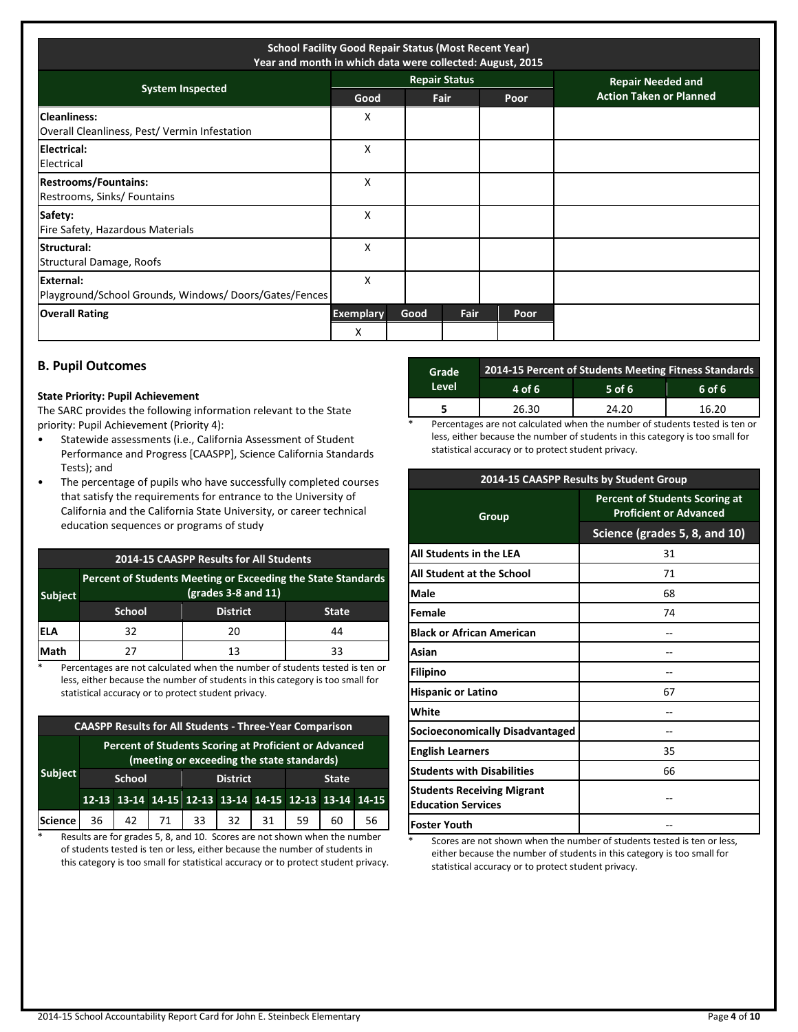| School Facility Good Repair Status (Most Recent Year) Year and month in which data were collected: August, 2015 | | | | |
|---|---|---|---|---|
| System Inspected | Repair Status | | | Repair Needed and Action Taken or Planned |
| | Good | Fair | Poor | |
| **Cleanliness:** Overall Cleanliness, Pest/ Vermin Infestation | X | | | |
| **Electrical:** Electrical | X | | | |
| **Restrooms/Fountains:** Restrooms, Sinks/ Fountains | X | | | |
| **Safety:** Fire Safety, Hazardous Materials | X | | | |
| **Structural:** Structural Damage, Roofs | X | | | |
| **External:** Playground/School Grounds, Windows/ Doors/Gates/Fences | X | | | |

| Overall Rating | Exemplary | Good | Fair | Poor |
|---|---|---|---|---|
| | X | | | |

## B. Pupil Outcomes

**State Priority: Pupil Achievement**

The SARC provides the following information relevant to the State priority: Pupil Achievement (Priority 4):

- Statewide assessments (i.e., California Assessment of Student Performance and Progress [CAASPP], Science California Standards Tests); and
- The percentage of pupils who have successfully completed courses that satisfy the requirements for entrance to the University of California and the California State University, or career technical education sequences or programs of study

| 2014-15 CAASPP Results for All Students | | | |
|---|---|---|---|
| Subject | Percent of Students Meeting or Exceeding the State Standards (grades 3-8 and 11) | | |
| | School | District | State |
| ELA | 32 | 20 | 44 |
| Math | 27 | 13 | 33 |

* Percentages are not calculated when the number of students tested is ten or less, either because the number of students in this category is too small for statistical accuracy or to protect student privacy.

| CAASPP Results for All Students - Three-Year Comparison | | | | | | | | | |
|---|---|---|---|---|---|---|---|---|---|
| Subject | Percent of Students Scoring at Proficient or Advanced (meeting or exceeding the state standards) | | | | | | | | |
| | School | | | District | | | State | | |
| | 12-13 | 13-14 | 14-15 | 12-13 | 13-14 | 14-15 | 12-13 | 13-14 | 14-15 |
| Science | 36 | 42 | 71 | 33 | 32 | 31 | 59 | 60 | 56 |

* Results are for grades 5, 8, and 10. Scores are not shown when the number of students tested is ten or less, either because the number of students in this category is too small for statistical accuracy or to protect student privacy.

| Grade Level | 2014-15 Percent of Students Meeting Fitness Standards | | |
|---|---|---|---|
| | 4 of 6 | 5 of 6 | 6 of 6 |
| 5 | 26.30 | 24.20 | 16.20 |

* Percentages are not calculated when the number of students tested is ten or less, either because the number of students in this category is too small for statistical accuracy or to protect student privacy.

| 2014-15 CAASPP Results by Student Group | |
|---|---|
| Group | Percent of Students Scoring at Proficient or Advanced |
| | Science (grades 5, 8, and 10) |
| All Students in the LEA | 31 |
| All Student at the School | 71 |
| Male | 68 |
| Female | 74 |
| Black or African American | -- |
| Asian | -- |
| Filipino | -- |
| Hispanic or Latino | 67 |
| White | -- |
| Socioeconomically Disadvantaged | -- |
| English Learners | 35 |
| Students with Disabilities | 66 |
| Students Receiving Migrant Education Services | -- |
| Foster Youth | -- |

* Scores are not shown when the number of students tested is ten or less, either because the number of students in this category is too small for statistical accuracy or to protect student privacy.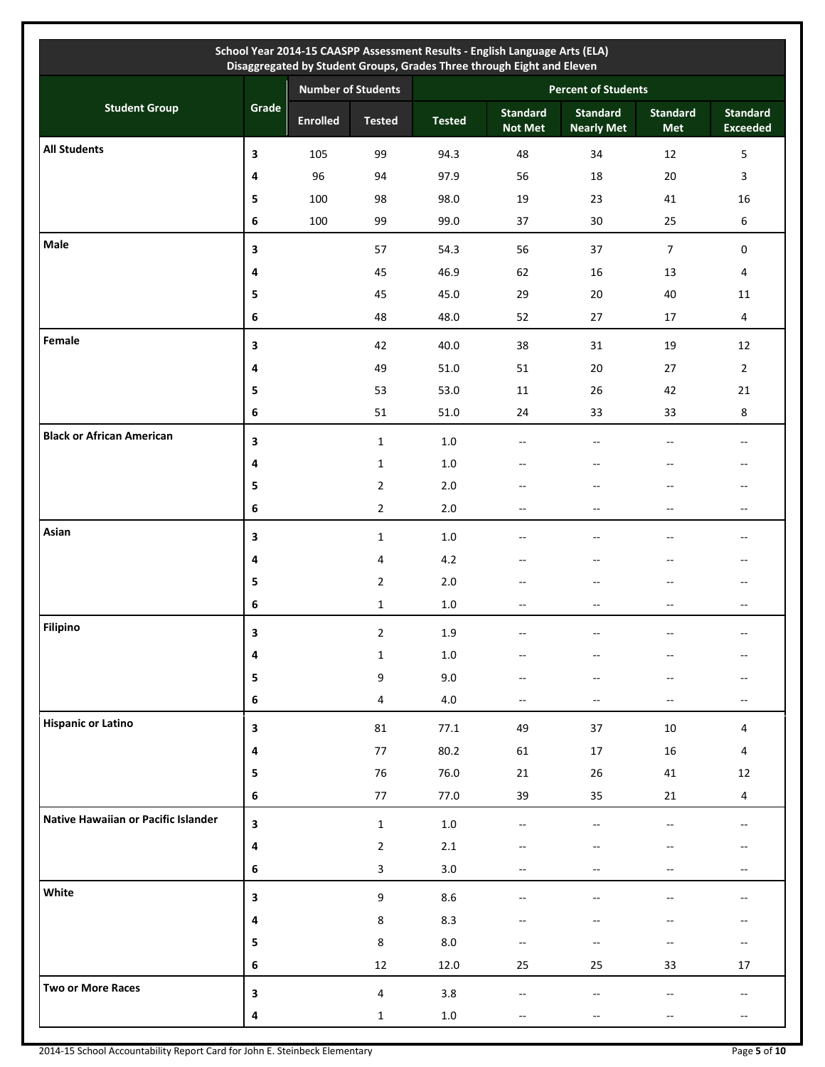| School Year 2014-15 CAASPP Assessment Results - English Language Arts (ELA) Disaggregated by Student Groups, Grades Three through Eight and Eleven | | | | | | | | |
|---|---|---|---|---|---|---|---|---|
| Student Group | Grade | Number of Students | | Percent of Students | | | | |
| | | Enrolled | Tested | Tested | Standard Not Met | Standard Nearly Met | Standard Met | Standard Exceeded |
| **All Students** | **3** | 105 | 99 | 94.3 | 48 | 34 | 12 | 5 |
| | **4** | 96 | 94 | 97.9 | 56 | 18 | 20 | 3 |
| | **5** | 100 | 98 | 98.0 | 19 | 23 | 41 | 16 |
| | **6** | 100 | 99 | 99.0 | 37 | 30 | 25 | 6 |
| **Male** | **3** | | 57 | 54.3 | 56 | 37 | 7 | 0 |
| | **4** | | 45 | 46.9 | 62 | 16 | 13 | 4 |
| | **5** | | 45 | 45.0 | 29 | 20 | 40 | 11 |
| | **6** | | 48 | 48.0 | 52 | 27 | 17 | 4 |
| **Female** | **3** | | 42 | 40.0 | 38 | 31 | 19 | 12 |
| | **4** | | 49 | 51.0 | 51 | 20 | 27 | 2 |
| | **5** | | 53 | 53.0 | 11 | 26 | 42 | 21 |
| | **6** | | 51 | 51.0 | 24 | 33 | 33 | 8 |
| **Black or African American** | **3** | | 1 | 1.0 | -- | -- | -- | -- |
| | **4** | | 1 | 1.0 | -- | -- | -- | -- |
| | **5** | | 2 | 2.0 | -- | -- | -- | -- |
| | **6** | | 2 | 2.0 | -- | -- | -- | -- |
| **Asian** | **3** | | 1 | 1.0 | -- | -- | -- | -- |
| | **4** | | 4 | 4.2 | -- | -- | -- | -- |
| | **5** | | 2 | 2.0 | -- | -- | -- | -- |
| | **6** | | 1 | 1.0 | -- | -- | -- | -- |
| **Filipino** | **3** | | 2 | 1.9 | -- | -- | -- | -- |
| | **4** | | 1 | 1.0 | -- | -- | -- | -- |
| | **5** | | 9 | 9.0 | -- | -- | -- | -- |
| | **6** | | 4 | 4.0 | -- | -- | -- | -- |
| **Hispanic or Latino** | **3** | | 81 | 77.1 | 49 | 37 | 10 | 4 |
| | **4** | | 77 | 80.2 | 61 | 17 | 16 | 4 |
| | **5** | | 76 | 76.0 | 21 | 26 | 41 | 12 |
| | **6** | | 77 | 77.0 | 39 | 35 | 21 | 4 |
| **Native Hawaiian or Pacific Islander** | **3** | | 1 | 1.0 | -- | -- | -- | -- |
| | **4** | | 2 | 2.1 | -- | -- | -- | -- |
| | **6** | | 3 | 3.0 | -- | -- | -- | -- |
| **White** | **3** | | 9 | 8.6 | -- | -- | -- | -- |
| | **4** | | 8 | 8.3 | -- | -- | -- | -- |
| | **5** | | 8 | 8.0 | -- | -- | -- | -- |
| | **6** | | 12 | 12.0 | 25 | 25 | 33 | 17 |
| **Two or More Races** | **3** | | 4 | 3.8 | -- | -- | -- | -- |
| | **4** | | 1 | 1.0 | -- | -- | -- | -- |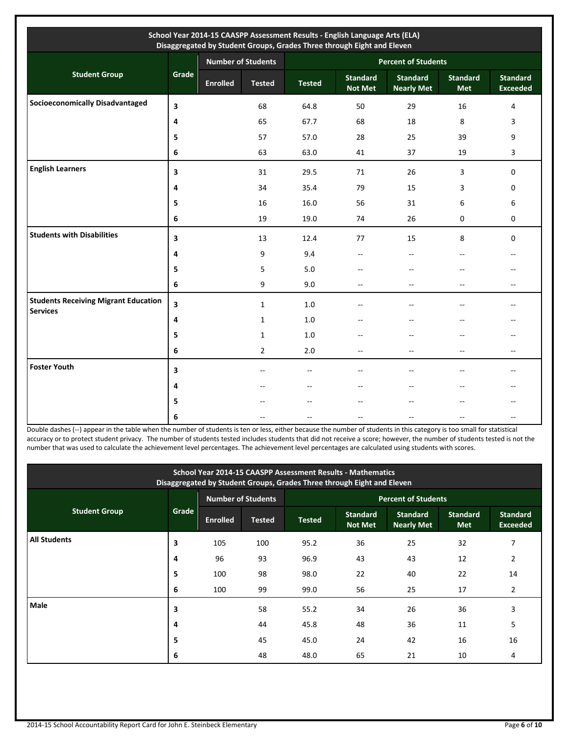| School Year 2014-15 CAASPP Assessment Results - English Language Arts (ELA) Disaggregated by Student Groups, Grades Three through Eight and Eleven | | | | | | | | |
|---|---|---|---|---|---|---|---|---|
| Student Group | Grade | Number of Students | | Percent of Students | | | | |
| | | Enrolled | Tested | Tested | Standard Not Met | Standard Nearly Met | Standard Met | Standard Exceeded |
| **Socioeconomically Disadvantaged** | 3 | | 68 | 64.8 | 50 | 29 | 16 | 4 |
| | 4 | | 65 | 67.7 | 68 | 18 | 8 | 3 |
| | 5 | | 57 | 57.0 | 28 | 25 | 39 | 9 |
| | 6 | | 63 | 63.0 | 41 | 37 | 19 | 3 |
| **English Learners** | 3 | | 31 | 29.5 | 71 | 26 | 3 | 0 |
| | 4 | | 34 | 35.4 | 79 | 15 | 3 | 0 |
| | 5 | | 16 | 16.0 | 56 | 31 | 6 | 6 |
| | 6 | | 19 | 19.0 | 74 | 26 | 0 | 0 |
| **Students with Disabilities** | 3 | | 13 | 12.4 | 77 | 15 | 8 | 0 |
| | 4 | | 9 | 9.4 | -- | -- | -- | -- |
| | 5 | | 5 | 5.0 | -- | -- | -- | -- |
| | 6 | | 9 | 9.0 | -- | -- | -- | -- |
| **Students Receiving Migrant Education Services** | 3 | | 1 | 1.0 | -- | -- | -- | -- |
| | 4 | | 1 | 1.0 | -- | -- | -- | -- |
| | 5 | | 1 | 1.0 | -- | -- | -- | -- |
| | 6 | | 2 | 2.0 | -- | -- | -- | -- |
| **Foster Youth** | 3 | | -- | -- | -- | -- | -- | -- |
| | 4 | | -- | -- | -- | -- | -- | -- |
| | 5 | | -- | -- | -- | -- | -- | -- |
| | 6 | | -- | -- | -- | -- | -- | -- |

Double dashes (--) appear in the table when the number of students is ten or less, either because the number of students in this category is too small for statistical accuracy or to protect student privacy. The number of students tested includes students that did not receive a score; however, the number of students tested is not the number that was used to calculate the achievement level percentages. The achievement level percentages are calculated using students with scores.

| School Year 2014-15 CAASPP Assessment Results - Mathematics Disaggregated by Student Groups, Grades Three through Eight and Eleven | | | | | | | | |
|---|---|---|---|---|---|---|---|---|
| Student Group | Grade | Number of Students | | Percent of Students | | | | |
| | | Enrolled | Tested | Tested | Standard Not Met | Standard Nearly Met | Standard Met | Standard Exceeded |
| **All Students** | 3 | 105 | 100 | 95.2 | 36 | 25 | 32 | 7 |
| | 4 | 96 | 93 | 96.9 | 43 | 43 | 12 | 2 |
| | 5 | 100 | 98 | 98.0 | 22 | 40 | 22 | 14 |
| | 6 | 100 | 99 | 99.0 | 56 | 25 | 17 | 2 |
| **Male** | 3 | | 58 | 55.2 | 34 | 26 | 36 | 3 |
| | 4 | | 44 | 45.8 | 48 | 36 | 11 | 5 |
| | 5 | | 45 | 45.0 | 24 | 42 | 16 | 16 |
| | 6 | | 48 | 48.0 | 65 | 21 | 10 | 4 |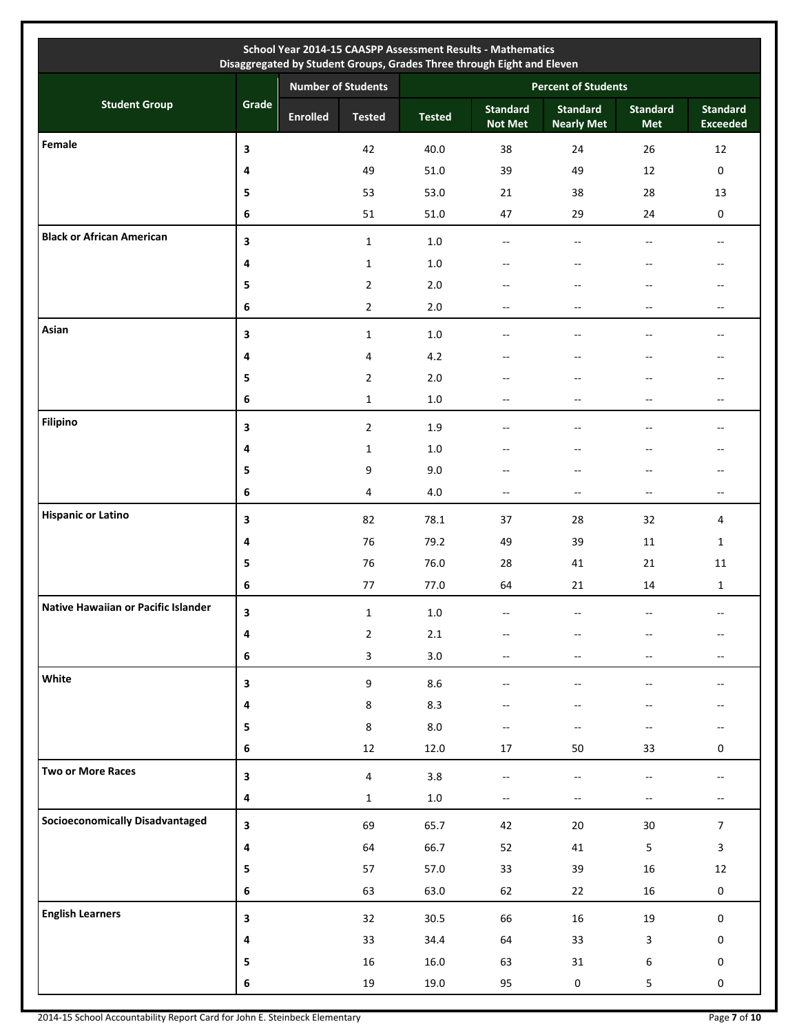| School Year 2014-15 CAASPP Assessment Results - Mathematics<br>Disaggregated by Student Groups, Grades Three through Eight and Eleven | | | | | | | | |
|---|---|---|---|---|---|---|---|---|
| Student Group | Grade | Number of Students | | Percent of Students | | | | |
| | | Enrolled | Tested | Tested | Standard Not Met | Standard Nearly Met | Standard Met | Standard Exceeded |
| **Female** | **3** | | 42 | 40.0 | 38 | 24 | 26 | 12 |
| | **4** | | 49 | 51.0 | 39 | 49 | 12 | 0 |
| | **5** | | 53 | 53.0 | 21 | 38 | 28 | 13 |
| | **6** | | 51 | 51.0 | 47 | 29 | 24 | 0 |
| **Black or African American** | **3** | | 1 | 1.0 | -- | -- | -- | -- |
| | **4** | | 1 | 1.0 | -- | -- | -- | -- |
| | **5** | | 2 | 2.0 | -- | -- | -- | -- |
| | **6** | | 2 | 2.0 | -- | -- | -- | -- |
| **Asian** | **3** | | 1 | 1.0 | -- | -- | -- | -- |
| | **4** | | 4 | 4.2 | -- | -- | -- | -- |
| | **5** | | 2 | 2.0 | -- | -- | -- | -- |
| | **6** | | 1 | 1.0 | -- | -- | -- | -- |
| **Filipino** | **3** | | 2 | 1.9 | -- | -- | -- | -- |
| | **4** | | 1 | 1.0 | -- | -- | -- | -- |
| | **5** | | 9 | 9.0 | -- | -- | -- | -- |
| | **6** | | 4 | 4.0 | -- | -- | -- | -- |
| **Hispanic or Latino** | **3** | | 82 | 78.1 | 37 | 28 | 32 | 4 |
| | **4** | | 76 | 79.2 | 49 | 39 | 11 | 1 |
| | **5** | | 76 | 76.0 | 28 | 41 | 21 | 11 |
| | **6** | | 77 | 77.0 | 64 | 21 | 14 | 1 |
| **Native Hawaiian or Pacific Islander** | **3** | | 1 | 1.0 | -- | -- | -- | -- |
| | **4** | | 2 | 2.1 | -- | -- | -- | -- |
| | **6** | | 3 | 3.0 | -- | -- | -- | -- |
| **White** | **3** | | 9 | 8.6 | -- | -- | -- | -- |
| | **4** | | 8 | 8.3 | -- | -- | -- | -- |
| | **5** | | 8 | 8.0 | -- | -- | -- | -- |
| | **6** | | 12 | 12.0 | 17 | 50 | 33 | 0 |
| **Two or More Races** | **3** | | 4 | 3.8 | -- | -- | -- | -- |
| | **4** | | 1 | 1.0 | -- | -- | -- | -- |
| **Socioeconomically Disadvantaged** | **3** | | 69 | 65.7 | 42 | 20 | 30 | 7 |
| | **4** | | 64 | 66.7 | 52 | 41 | 5 | 3 |
| | **5** | | 57 | 57.0 | 33 | 39 | 16 | 12 |
| | **6** | | 63 | 63.0 | 62 | 22 | 16 | 0 |
| **English Learners** | **3** | | 32 | 30.5 | 66 | 16 | 19 | 0 |
| | **4** | | 33 | 34.4 | 64 | 33 | 3 | 0 |
| | **5** | | 16 | 16.0 | 63 | 31 | 6 | 0 |
| | **6** | | 19 | 19.0 | 95 | 0 | 5 | 0 |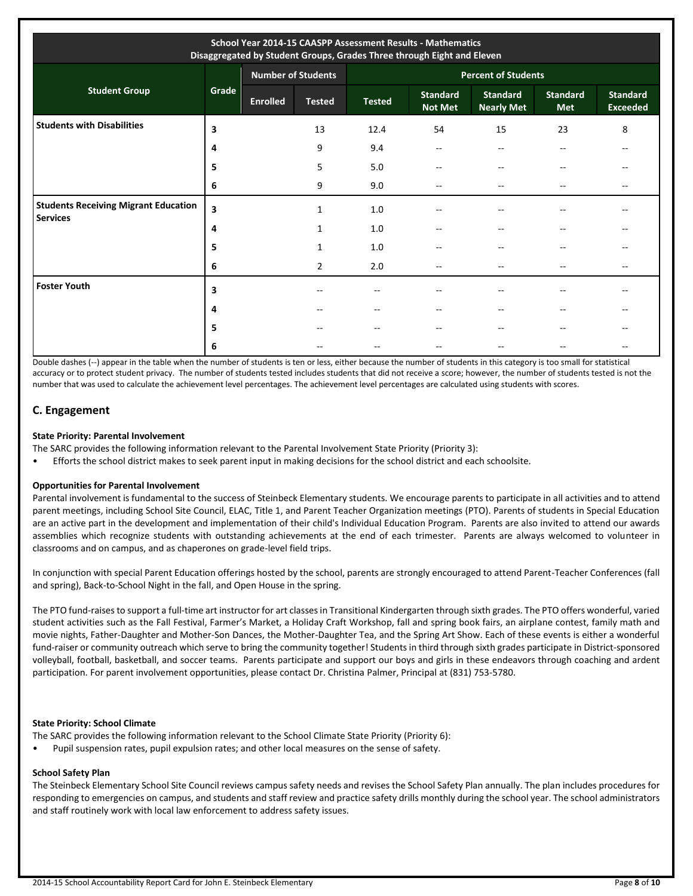| School Year 2014-15 CAASPP Assessment Results - Mathematics Disaggregated by Student Groups, Grades Three through Eight and Eleven | | | | | | | | |
|---|---|---|---|---|---|---|---|---|
| Student Group | Grade | Number of Students | | Percent of Students | | | | |
| | | Enrolled | Tested | Tested | Standard Not Met | Standard Nearly Met | Standard Met | Standard Exceeded |
| Students with Disabilities | 3 | | 13 | 12.4 | 54 | 15 | 23 | 8 |
| | 4 | | 9 | 9.4 | -- | -- | -- | -- |
| | 5 | | 5 | 5.0 | -- | -- | -- | -- |
| | 6 | | 9 | 9.0 | -- | -- | -- | -- |
| Students Receiving Migrant Education Services | 3 | | 1 | 1.0 | -- | -- | -- | -- |
| | 4 | | 1 | 1.0 | -- | -- | -- | -- |
| | 5 | | 1 | 1.0 | -- | -- | -- | -- |
| | 6 | | 2 | 2.0 | -- | -- | -- | -- |
| Foster Youth | 3 | | -- | -- | -- | -- | -- | -- |
| | 4 | | -- | -- | -- | -- | -- | -- |
| | 5 | | -- | -- | -- | -- | -- | -- |
| | 6 | | -- | -- | -- | -- | -- | -- |

Double dashes (--) appear in the table when the number of students is ten or less, either because the number of students in this category is too small for statistical accuracy or to protect student privacy. The number of students tested includes students that did not receive a score; however, the number of students tested is not the number that was used to calculate the achievement level percentages. The achievement level percentages are calculated using students with scores.

## C. Engagement

**State Priority: Parental Involvement**

The SARC provides the following information relevant to the Parental Involvement State Priority (Priority 3):

- Efforts the school district makes to seek parent input in making decisions for the school district and each schoolsite.

**Opportunities for Parental Involvement**

Parental involvement is fundamental to the success of Steinbeck Elementary students. We encourage parents to participate in all activities and to attend parent meetings, including School Site Council, ELAC, Title 1, and Parent Teacher Organization meetings (PTO). Parents of students in Special Education are an active part in the development and implementation of their child's Individual Education Program. Parents are also invited to attend our awards assemblies which recognize students with outstanding achievements at the end of each trimester. Parents are always welcomed to volunteer in classrooms and on campus, and as chaperones on grade-level field trips.

In conjunction with special Parent Education offerings hosted by the school, parents are strongly encouraged to attend Parent-Teacher Conferences (fall and spring), Back-to-School Night in the fall, and Open House in the spring.

The PTO fund-raises to support a full-time art instructor for art classes in Transitional Kindergarten through sixth grades. The PTO offers wonderful, varied student activities such as the Fall Festival, Farmer's Market, a Holiday Craft Workshop, fall and spring book fairs, an airplane contest, family math and movie nights, Father-Daughter and Mother-Son Dances, the Mother-Daughter Tea, and the Spring Art Show. Each of these events is either a wonderful fund-raiser or community outreach which serve to bring the community together! Students in third through sixth grades participate in District-sponsored volleyball, football, basketball, and soccer teams. Parents participate and support our boys and girls in these endeavors through coaching and ardent participation. For parent involvement opportunities, please contact Dr. Christina Palmer, Principal at (831) 753-5780.

**State Priority: School Climate**

The SARC provides the following information relevant to the School Climate State Priority (Priority 6):

- Pupil suspension rates, pupil expulsion rates; and other local measures on the sense of safety.

**School Safety Plan**

The Steinbeck Elementary School Site Council reviews campus safety needs and revises the School Safety Plan annually. The plan includes procedures for responding to emergencies on campus, and students and staff review and practice safety drills monthly during the school year. The school administrators and staff routinely work with local law enforcement to address safety issues.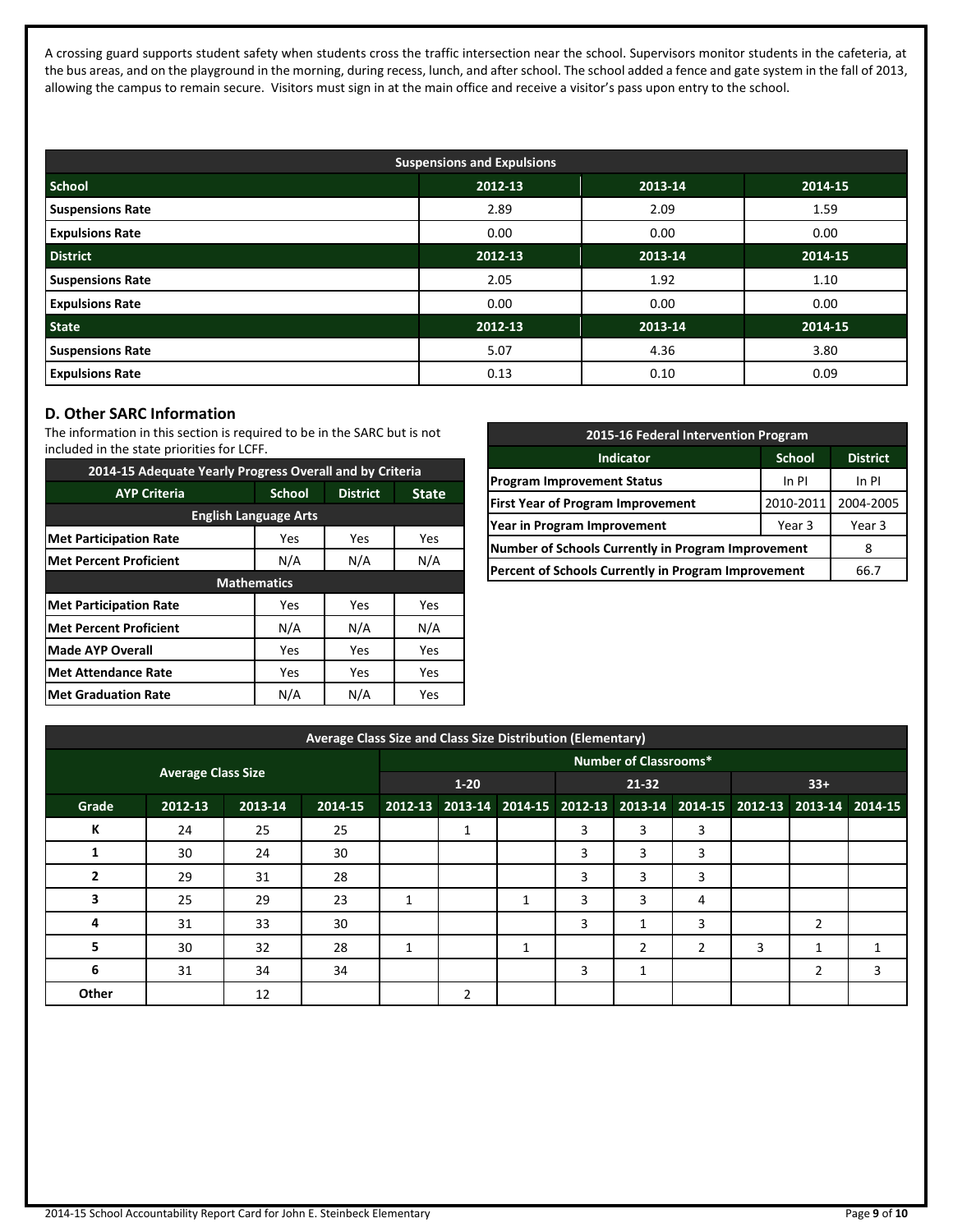A crossing guard supports student safety when students cross the traffic intersection near the school. Supervisors monitor students in the cafeteria, at the bus areas, and on the playground in the morning, during recess, lunch, and after school. The school added a fence and gate system in the fall of 2013, allowing the campus to remain secure. Visitors must sign in at the main office and receive a visitor's pass upon entry to the school.

| Suspensions and Expulsions | | | |
|---|---|---|---|
| **School** | **2012-13** | **2013-14** | **2014-15** |
| **Suspensions Rate** | 2.89 | 2.09 | 1.59 |
| **Expulsions Rate** | 0.00 | 0.00 | 0.00 |
| **District** | **2012-13** | **2013-14** | **2014-15** |
| **Suspensions Rate** | 2.05 | 1.92 | 1.10 |
| **Expulsions Rate** | 0.00 | 0.00 | 0.00 |
| **State** | **2012-13** | **2013-14** | **2014-15** |
| **Suspensions Rate** | 5.07 | 4.36 | 3.80 |
| **Expulsions Rate** | 0.13 | 0.10 | 0.09 |

## D. Other SARC Information

The information in this section is required to be in the SARC but is not included in the state priorities for LCFF.

| 2014-15 Adequate Yearly Progress Overall and by Criteria | | | |
|---|---|---|---|
| **AYP Criteria** | **School** | **District** | **State** |
| **English Language Arts** | | | |
| **Met Participation Rate** | Yes | Yes | Yes |
| **Met Percent Proficient** | N/A | N/A | N/A |
| **Mathematics** | | | |
| **Met Participation Rate** | Yes | Yes | Yes |
| **Met Percent Proficient** | N/A | N/A | N/A |
| **Made AYP Overall** | Yes | Yes | Yes |
| **Met Attendance Rate** | Yes | Yes | Yes |
| **Met Graduation Rate** | N/A | N/A | Yes |

| 2015-16 Federal Intervention Program | | |
|---|---|---|
| **Indicator** | **School** | **District** |
| **Program Improvement Status** | In PI | In PI |
| **First Year of Program Improvement** | 2010-2011 | 2004-2005 |
| **Year in Program Improvement** | Year 3 | Year 3 |
| **Number of Schools Currently in Program Improvement** | | 8 |
| **Percent of Schools Currently in Program Improvement** | | 66.7 |

| Average Class Size and Class Size Distribution (Elementary) | | | | | | | | | | | | |
|---|---|---|---|---|---|---|---|---|---|---|---|---|
| **Average Class Size** | | | | **Number of Classrooms*** | | | | | | | | |
| | | | | **1-20** | | | **21-32** | | | **33+** | | |
| **Grade** | **2012-13** | **2013-14** | **2014-15** | **2012-13** | **2013-14** | **2014-15** | **2012-13** | **2013-14** | **2014-15** | **2012-13** | **2013-14** | **2014-15** |
| **K** | 24 | 25 | 25 | | 1 | | 3 | 3 | 3 | | | |
| **1** | 30 | 24 | 30 | | | | 3 | 3 | 3 | | | |
| **2** | 29 | 31 | 28 | | | | 3 | 3 | 3 | | | |
| **3** | 25 | 29 | 23 | 1 | | 1 | 3 | 3 | 4 | | | |
| **4** | 31 | 33 | 30 | | | | 3 | 1 | 3 | | 2 | |
| **5** | 30 | 32 | 28 | 1 | | 1 | | 2 | 2 | 3 | 1 | 1 |
| **6** | 31 | 34 | 34 | | | | 3 | 1 | | | 2 | 3 |
| **Other** | | 12 | | | 2 | | | | | | | |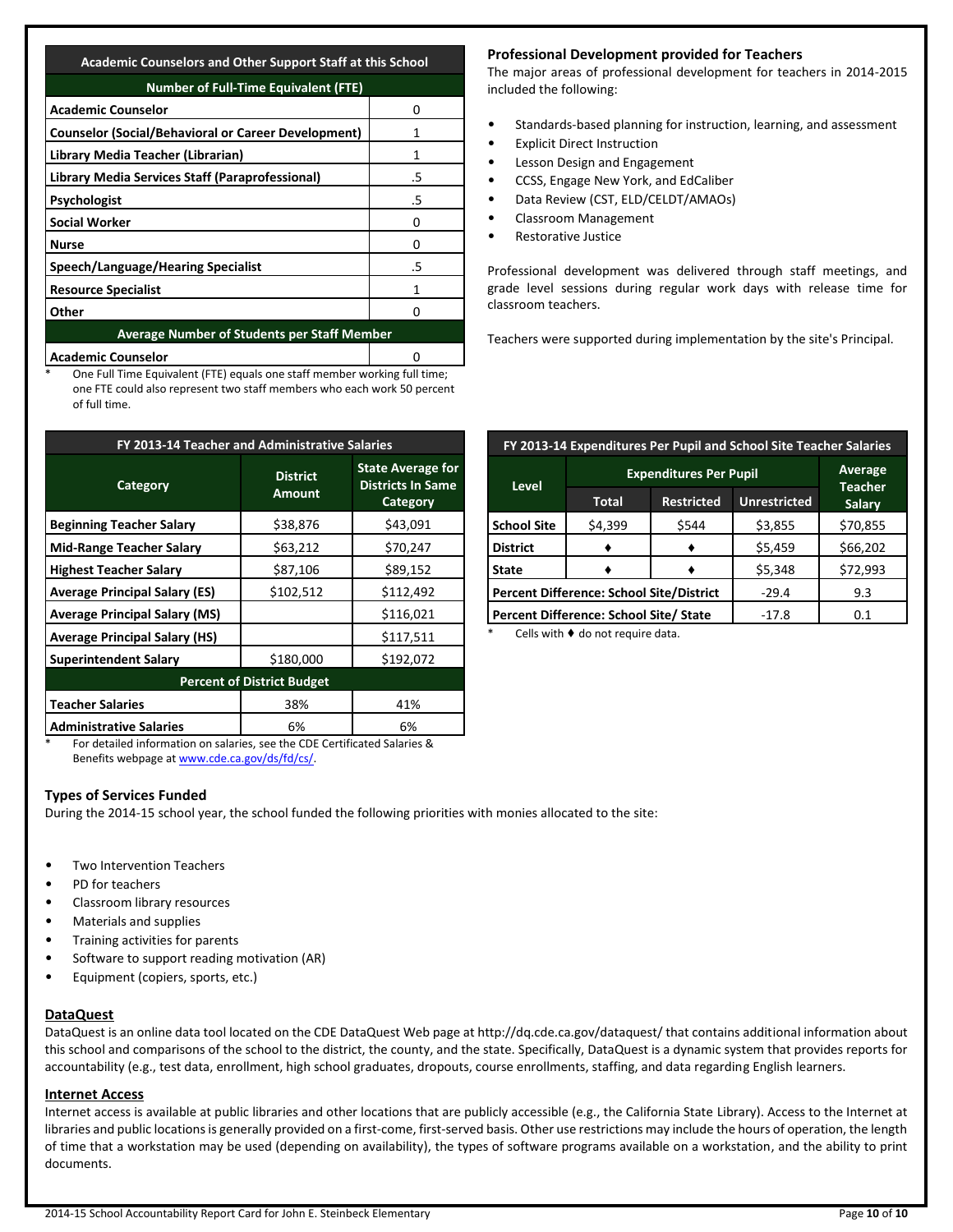| Academic Counselors and Other Support Staff at this School | |
|---|---|
| **Number of Full-Time Equivalent (FTE)** | |
| **Academic Counselor** | 0 |
| **Counselor (Social/Behavioral or Career Development)** | 1 |
| **Library Media Teacher (Librarian)** | 1 |
| **Library Media Services Staff (Paraprofessional)** | .5 |
| **Psychologist** | .5 |
| **Social Worker** | 0 |
| **Nurse** | 0 |
| **Speech/Language/Hearing Specialist** | .5 |
| **Resource Specialist** | 1 |
| **Other** | 0 |
| **Average Number of Students per Staff Member** | |
| **Academic Counselor** | 0 |

\* One Full Time Equivalent (FTE) equals one staff member working full time; one FTE could also represent two staff members who each work 50 percent of full time.

### Professional Development provided for Teachers

The major areas of professional development for teachers in 2014-2015 included the following:

- Standards-based planning for instruction, learning, and assessment
- Explicit Direct Instruction
- Lesson Design and Engagement
- CCSS, Engage New York, and EdCaliber
- Data Review (CST, ELD/CELDT/AMAOs)
- Classroom Management
- Restorative Justice

Professional development was delivered through staff meetings, and grade level sessions during regular work days with release time for classroom teachers.

Teachers were supported during implementation by the site's Principal.

| FY 2013-14 Teacher and Administrative Salaries | | |
|---|---|---|
| **Category** | **District Amount** | **State Average for Districts In Same Category** |
| **Beginning Teacher Salary** | $38,876 | $43,091 |
| **Mid-Range Teacher Salary** | $63,212 | $70,247 |
| **Highest Teacher Salary** | $87,106 | $89,152 |
| **Average Principal Salary (ES)** | $102,512 | $112,492 |
| **Average Principal Salary (MS)** | | $116,021 |
| **Average Principal Salary (HS)** | | $117,511 |
| **Superintendent Salary** | $180,000 | $192,072 |
| **Percent of District Budget** | | |
| **Teacher Salaries** | 38% | 41% |
| **Administrative Salaries** | 6% | 6% |

\* For detailed information on salaries, see the CDE Certificated Salaries & Benefits webpage at www.cde.ca.gov/ds/fd/cs/.

| FY 2013-14 Expenditures Per Pupil and School Site Teacher Salaries | | | | |
|---|---|---|---|---|
| **Level** | **Expenditures Per Pupil** | | | **Average Teacher Salary** |
| | **Total** | **Restricted** | **Unrestricted** | |
| **School Site** | $4,399 | $544 | $3,855 | $70,855 |
| **District** | ♦ | ♦ | $5,459 | $66,202 |
| **State** | ♦ | ♦ | $5,348 | $72,993 |
| **Percent Difference: School Site/District** | | | -29.4 | 9.3 |
| **Percent Difference: School Site/ State** | | | -17.8 | 0.1 |

\* Cells with ♦ do not require data.

### Types of Services Funded

During the 2014-15 school year, the school funded the following priorities with monies allocated to the site:

- Two Intervention Teachers
- PD for teachers
- Classroom library resources
- Materials and supplies
- Training activities for parents
- Software to support reading motivation (AR)
- Equipment (copiers, sports, etc.)

### DataQuest

DataQuest is an online data tool located on the CDE DataQuest Web page at http://dq.cde.ca.gov/dataquest/ that contains additional information about this school and comparisons of the school to the district, the county, and the state. Specifically, DataQuest is a dynamic system that provides reports for accountability (e.g., test data, enrollment, high school graduates, dropouts, course enrollments, staffing, and data regarding English learners.

### Internet Access

Internet access is available at public libraries and other locations that are publicly accessible (e.g., the California State Library). Access to the Internet at libraries and public locations is generally provided on a first-come, first-served basis. Other use restrictions may include the hours of operation, the length of time that a workstation may be used (depending on availability), the types of software programs available on a workstation, and the ability to print documents.